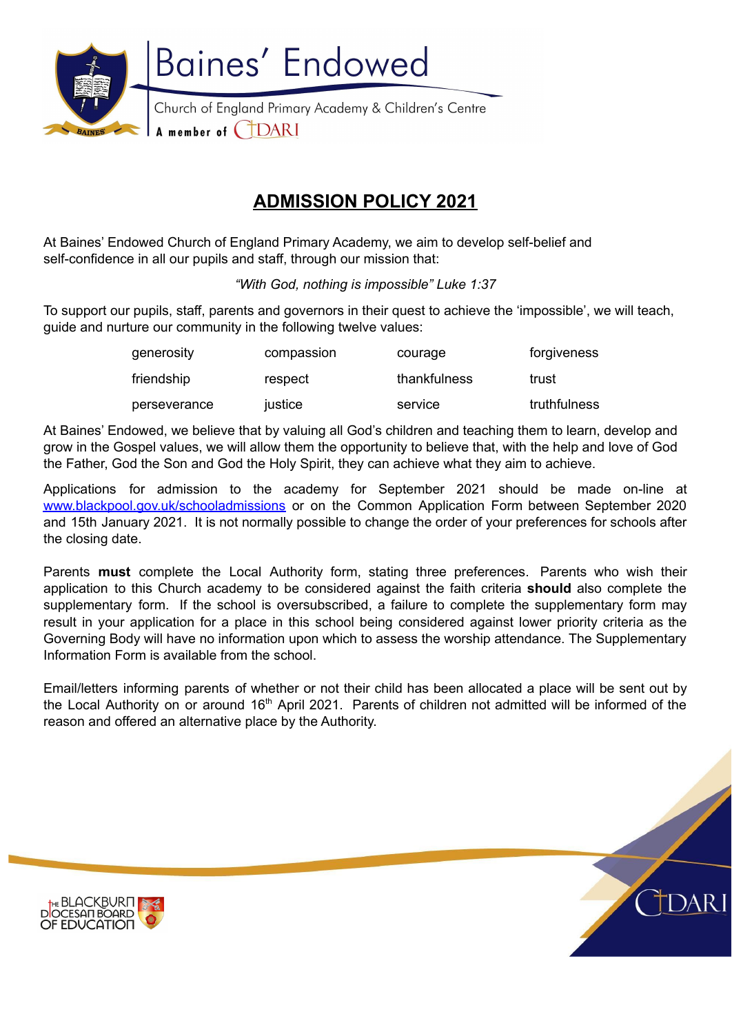Baines' Endowed

Church of England Primary Academy & Children's Centre

A member of CIDARI

# ADMISSION POLICY 2021

At Baines' Endowed Church of England Primary Academy, we aim to develop self-belief and self-confidence in all our pupils and staff, through our mission that:

*"With God, nothing is impossible" Luke 1:37*

To support our pupils, staff, parents and governors in their quest to achieve the 'impossible', we will teach, guide and nurture our community in the following twelve values:

| | | | |
|---|---|---|---|
| generosity | compassion | courage | forgiveness |
| friendship | respect | thankfulness | trust |
| perseverance | justice | service | truthfulness |

At Baines' Endowed, we believe that by valuing all God's children and teaching them to learn, develop and grow in the Gospel values, we will allow them the opportunity to believe that, with the help and love of God the Father, God the Son and God the Holy Spirit, they can achieve what they aim to achieve.

Applications for admission to the academy for September 2021 should be made on-line at [www.blackpool.gov.uk/schooladmissions](http://www.blackpool.gov.uk/schooladmissions) or on the Common Application Form between September 2020 and 15th January 2021. It is not normally possible to change the order of your preferences for schools after the closing date.

Parents **must** complete the Local Authority form, stating three preferences. Parents who wish their application to this Church academy to be considered against the faith criteria **should** also complete the supplementary form. If the school is oversubscribed, a failure to complete the supplementary form may result in your application for a place in this school being considered against lower priority criteria as the Governing Body will have no information upon which to assess the worship attendance. The Supplementary Information Form is available from the school.

Email/letters informing parents of whether or not their child has been allocated a place will be sent out by the Local Authority on or around 16th April 2021. Parents of children not admitted will be informed of the reason and offered an alternative place by the Authority.

The Blackburn Diocesan Board of Education

CIDARI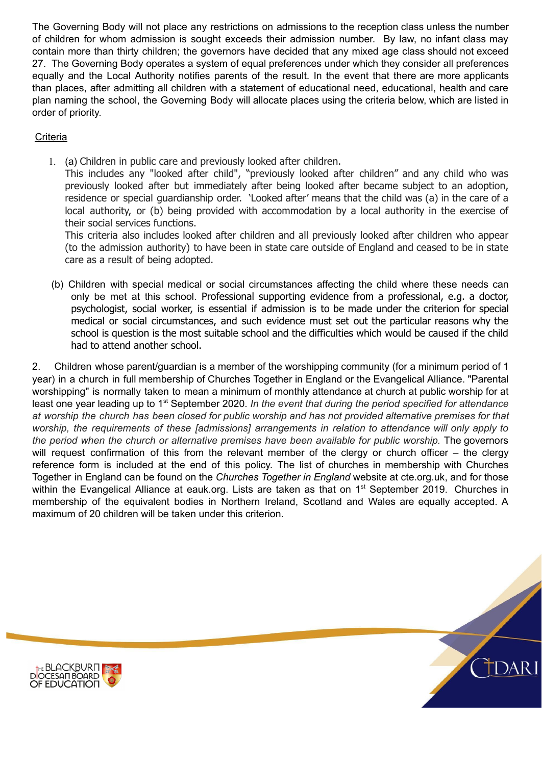The Governing Body will not place any restrictions on admissions to the reception class unless the number of children for whom admission is sought exceeds their admission number. By law, no infant class may contain more than thirty children; the governors have decided that any mixed age class should not exceed 27. The Governing Body operates a system of equal preferences under which they consider all preferences equally and the Local Authority notifies parents of the result. In the event that there are more applicants than places, after admitting all children with a statement of educational need, educational, health and care plan naming the school, the Governing Body will allocate places using the criteria below, which are listed in order of priority.

Criteria

1. (a) Children in public care and previously looked after children.
   This includes any "looked after child", "previously looked after children" and any child who was previously looked after but immediately after being looked after became subject to an adoption, residence or special guardianship order. 'Looked after' means that the child was (a) in the care of a local authority, or (b) being provided with accommodation by a local authority in the exercise of their social services functions.
   This criteria also includes looked after children and all previously looked after children who appear (to the admission authority) to have been in state care outside of England and ceased to be in state care as a result of being adopted.

   (b) Children with special medical or social circumstances affecting the child where these needs can only be met at this school. Professional supporting evidence from a professional, e.g. a doctor, psychologist, social worker, is essential if admission is to be made under the criterion for special medical or social circumstances, and such evidence must set out the particular reasons why the school is question is the most suitable school and the difficulties which would be caused if the child had to attend another school.

2. Children whose parent/guardian is a member of the worshipping community (for a minimum period of 1 year) in a church in full membership of Churches Together in England or the Evangelical Alliance. "Parental worshipping" is normally taken to mean a minimum of monthly attendance at church at public worship for at least one year leading up to 1st September 2020. *In the event that during the period specified for attendance at worship the church has been closed for public worship and has not provided alternative premises for that worship, the requirements of these [admissions] arrangements in relation to attendance will only apply to the period when the church or alternative premises have been available for public worship.* The governors will request confirmation of this from the relevant member of the clergy or church officer – the clergy reference form is included at the end of this policy. The list of churches in membership with Churches Together in England can be found on the *Churches Together in England* website at cte.org.uk, and for those within the Evangelical Alliance at eauk.org. Lists are taken as that on 1st September 2019. Churches in membership of the equivalent bodies in Northern Ireland, Scotland and Wales are equally accepted. A maximum of 20 children will be taken under this criterion.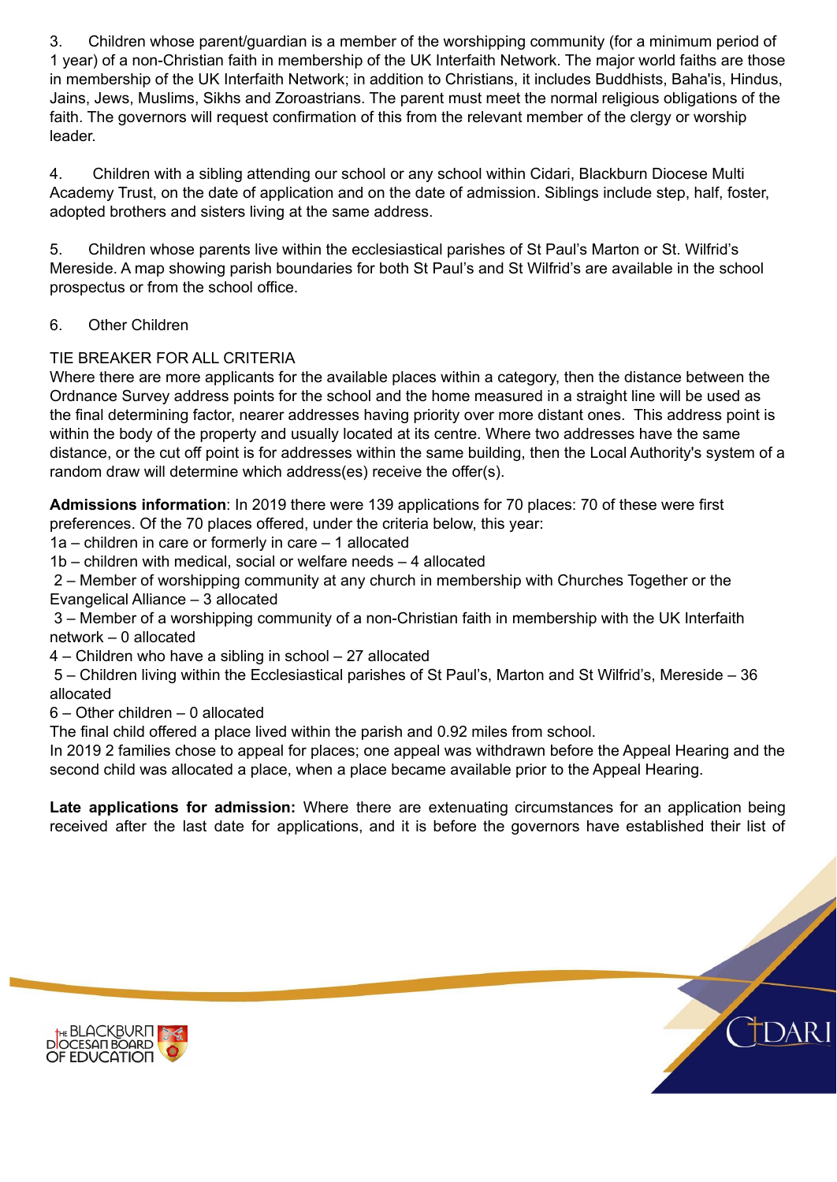3. Children whose parent/guardian is a member of the worshipping community (for a minimum period of 1 year) of a non-Christian faith in membership of the UK Interfaith Network. The major world faiths are those in membership of the UK Interfaith Network; in addition to Christians, it includes Buddhists, Baha'is, Hindus, Jains, Jews, Muslims, Sikhs and Zoroastrians. The parent must meet the normal religious obligations of the faith. The governors will request confirmation of this from the relevant member of the clergy or worship leader.

4. Children with a sibling attending our school or any school within Cidari, Blackburn Diocese Multi Academy Trust, on the date of application and on the date of admission. Siblings include step, half, foster, adopted brothers and sisters living at the same address.

5. Children whose parents live within the ecclesiastical parishes of St Paul's Marton or St. Wilfrid's Mereside. A map showing parish boundaries for both St Paul's and St Wilfrid's are available in the school prospectus or from the school office.

6. Other Children

TIE BREAKER FOR ALL CRITERIA
Where there are more applicants for the available places within a category, then the distance between the Ordnance Survey address points for the school and the home measured in a straight line will be used as the final determining factor, nearer addresses having priority over more distant ones. This address point is within the body of the property and usually located at its centre. Where two addresses have the same distance, or the cut off point is for addresses within the same building, then the Local Authority's system of a random draw will determine which address(es) receive the offer(s).

**Admissions information**: In 2019 there were 139 applications for 70 places: 70 of these were first preferences. Of the 70 places offered, under the criteria below, this year:
1a – children in care or formerly in care – 1 allocated
1b – children with medical, social or welfare needs – 4 allocated
2 – Member of worshipping community at any church in membership with Churches Together or the Evangelical Alliance – 3 allocated
3 – Member of a worshipping community of a non-Christian faith in membership with the UK Interfaith network – 0 allocated
4 – Children who have a sibling in school – 27 allocated
5 – Children living within the Ecclesiastical parishes of St Paul's, Marton and St Wilfrid's, Mereside – 36 allocated
6 – Other children – 0 allocated
The final child offered a place lived within the parish and 0.92 miles from school.
In 2019 2 families chose to appeal for places; one appeal was withdrawn before the Appeal Hearing and the second child was allocated a place, when a place became available prior to the Appeal Hearing.

**Late applications for admission:** Where there are extenuating circumstances for an application being received after the last date for applications, and it is before the governors have established their list of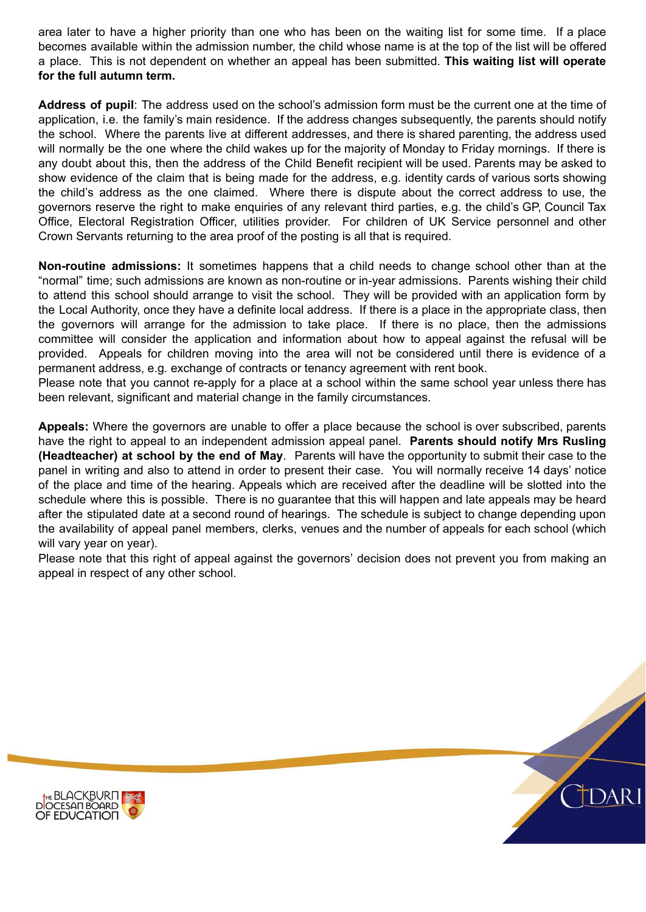area later to have a higher priority than one who has been on the waiting list for some time. If a place becomes available within the admission number, the child whose name is at the top of the list will be offered a place. This is not dependent on whether an appeal has been submitted. **This waiting list will operate for the full autumn term.**

**Address of pupil**: The address used on the school's admission form must be the current one at the time of application, i.e. the family's main residence. If the address changes subsequently, the parents should notify the school. Where the parents live at different addresses, and there is shared parenting, the address used will normally be the one where the child wakes up for the majority of Monday to Friday mornings. If there is any doubt about this, then the address of the Child Benefit recipient will be used. Parents may be asked to show evidence of the claim that is being made for the address, e.g. identity cards of various sorts showing the child's address as the one claimed. Where there is dispute about the correct address to use, the governors reserve the right to make enquiries of any relevant third parties, e.g. the child's GP, Council Tax Office, Electoral Registration Officer, utilities provider. For children of UK Service personnel and other Crown Servants returning to the area proof of the posting is all that is required.

**Non-routine admissions:** It sometimes happens that a child needs to change school other than at the "normal" time; such admissions are known as non-routine or in-year admissions. Parents wishing their child to attend this school should arrange to visit the school. They will be provided with an application form by the Local Authority, once they have a definite local address. If there is a place in the appropriate class, then the governors will arrange for the admission to take place. If there is no place, then the admissions committee will consider the application and information about how to appeal against the refusal will be provided. Appeals for children moving into the area will not be considered until there is evidence of a permanent address, e.g. exchange of contracts or tenancy agreement with rent book.
Please note that you cannot re-apply for a place at a school within the same school year unless there has been relevant, significant and material change in the family circumstances.

**Appeals:** Where the governors are unable to offer a place because the school is over subscribed, parents have the right to appeal to an independent admission appeal panel. **Parents should notify Mrs Rusling (Headteacher) at school by the end of May**. Parents will have the opportunity to submit their case to the panel in writing and also to attend in order to present their case. You will normally receive 14 days' notice of the place and time of the hearing. Appeals which are received after the deadline will be slotted into the schedule where this is possible. There is no guarantee that this will happen and late appeals may be heard after the stipulated date at a second round of hearings. The schedule is subject to change depending upon the availability of appeal panel members, clerks, venues and the number of appeals for each school (which will vary year on year).
Please note that this right of appeal against the governors' decision does not prevent you from making an appeal in respect of any other school.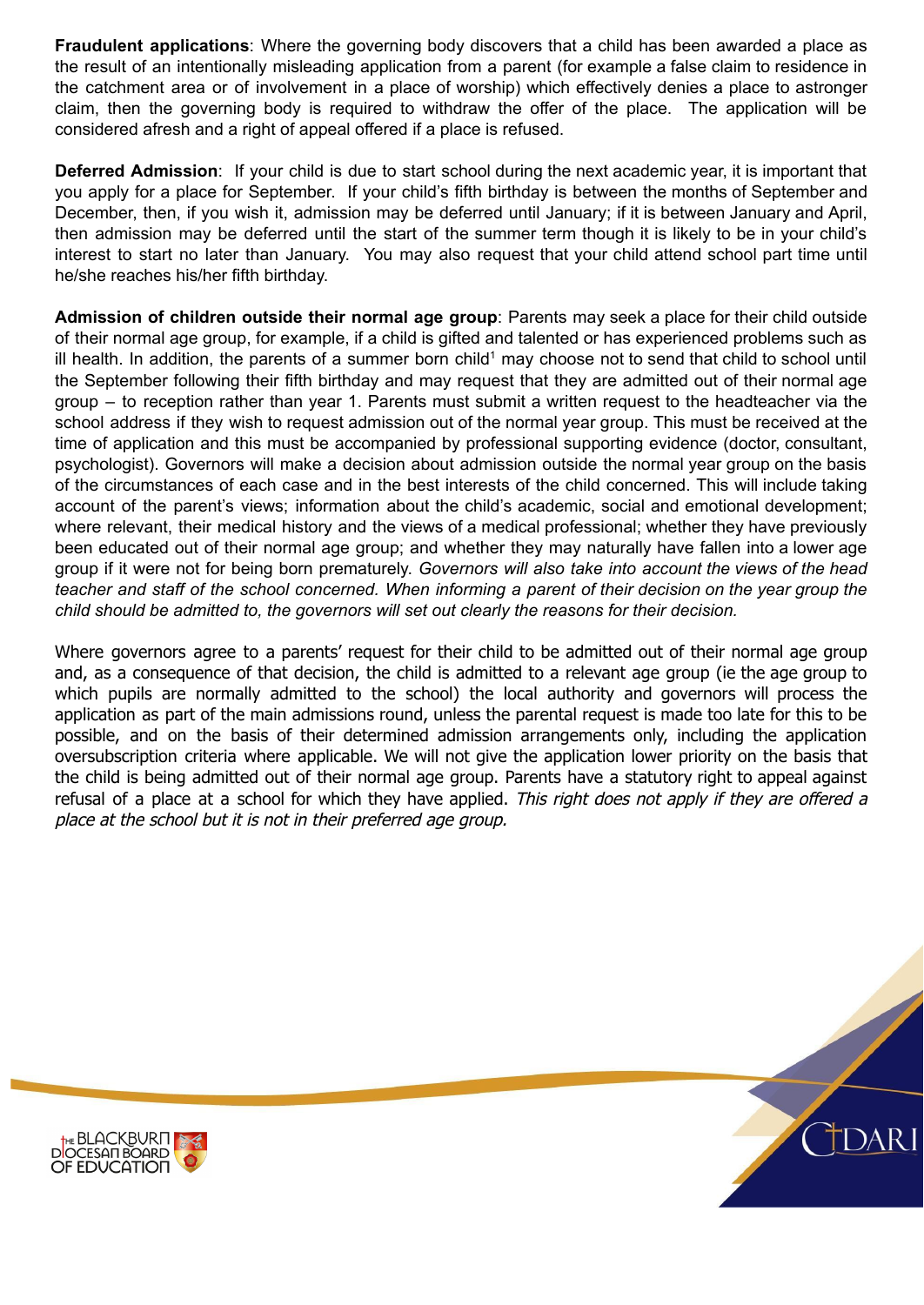**Fraudulent applications**: Where the governing body discovers that a child has been awarded a place as the result of an intentionally misleading application from a parent (for example a false claim to residence in the catchment area or of involvement in a place of worship) which effectively denies a place to astronger claim, then the governing body is required to withdraw the offer of the place. The application will be considered afresh and a right of appeal offered if a place is refused.

**Deferred Admission**: If your child is due to start school during the next academic year, it is important that you apply for a place for September. If your child's fifth birthday is between the months of September and December, then, if you wish it, admission may be deferred until January; if it is between January and April, then admission may be deferred until the start of the summer term though it is likely to be in your child's interest to start no later than January. You may also request that your child attend school part time until he/she reaches his/her fifth birthday.

**Admission of children outside their normal age group**: Parents may seek a place for their child outside of their normal age group, for example, if a child is gifted and talented or has experienced problems such as ill health. In addition, the parents of a summer born child[1] may choose not to send that child to school until the September following their fifth birthday and may request that they are admitted out of their normal age group – to reception rather than year 1. Parents must submit a written request to the headteacher via the school address if they wish to request admission out of the normal year group. This must be received at the time of application and this must be accompanied by professional supporting evidence (doctor, consultant, psychologist). Governors will make a decision about admission outside the normal year group on the basis of the circumstances of each case and in the best interests of the child concerned. This will include taking account of the parent's views; information about the child's academic, social and emotional development; where relevant, their medical history and the views of a medical professional; whether they have previously been educated out of their normal age group; and whether they may naturally have fallen into a lower age group if it were not for being born prematurely. *Governors will also take into account the views of the head teacher and staff of the school concerned. When informing a parent of their decision on the year group the child should be admitted to, the governors will set out clearly the reasons for their decision.*

Where governors agree to a parents' request for their child to be admitted out of their normal age group and, as a consequence of that decision, the child is admitted to a relevant age group (ie the age group to which pupils are normally admitted to the school) the local authority and governors will process the application as part of the main admissions round, unless the parental request is made too late for this to be possible, and on the basis of their determined admission arrangements only, including the application oversubscription criteria where applicable. We will not give the application lower priority on the basis that the child is being admitted out of their normal age group. Parents have a statutory right to appeal against refusal of a place at a school for which they have applied. *This right does not apply if they are offered a place at the school but it is not in their preferred age group.*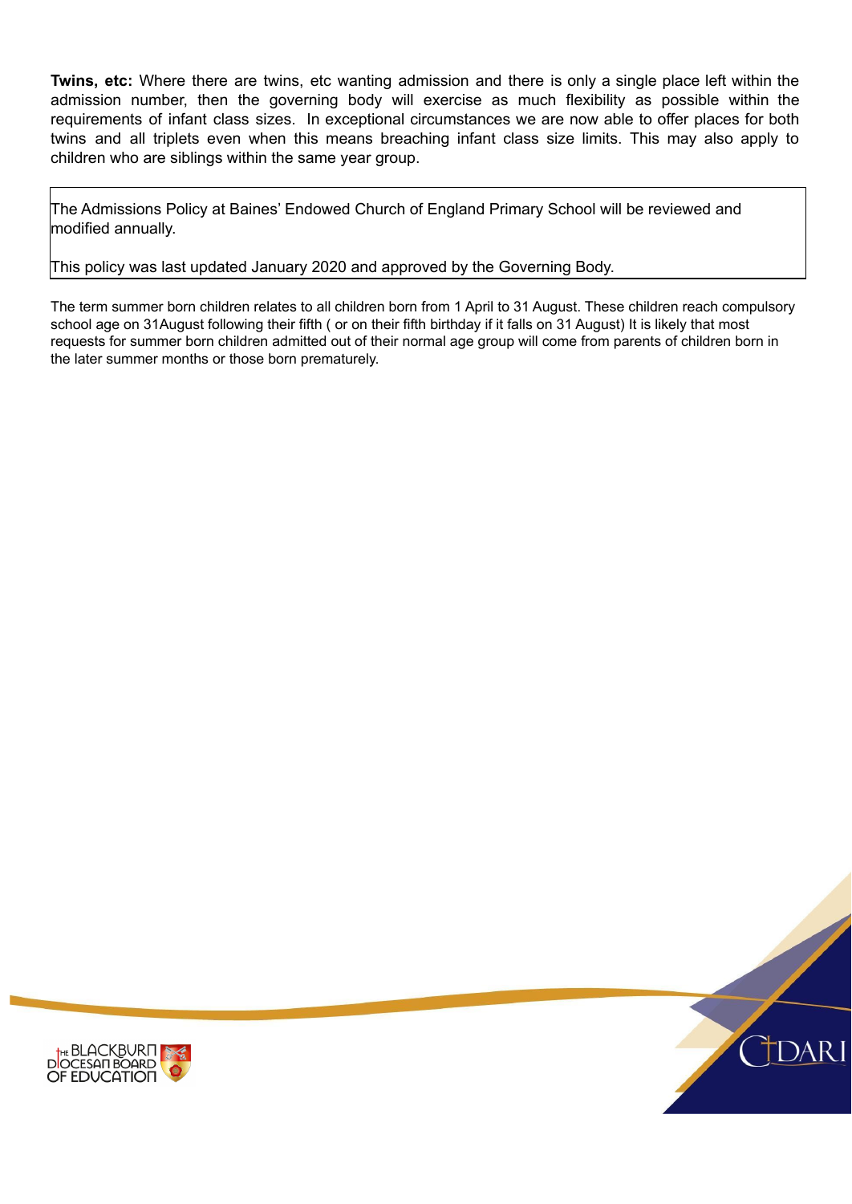**Twins, etc:** Where there are twins, etc wanting admission and there is only a single place left within the admission number, then the governing body will exercise as much flexibility as possible within the requirements of infant class sizes. In exceptional circumstances we are now able to offer places for both twins and all triplets even when this means breaching infant class size limits. This may also apply to children who are siblings within the same year group.

The Admissions Policy at Baines' Endowed Church of England Primary School will be reviewed and modified annually.

This policy was last updated January 2020 and approved by the Governing Body.

The term summer born children relates to all children born from 1 April to 31 August. These children reach compulsory school age on 31August following their fifth ( or on their fifth birthday if it falls on 31 August) It is likely that most requests for summer born children admitted out of their normal age group will come from parents of children born in the later summer months or those born prematurely.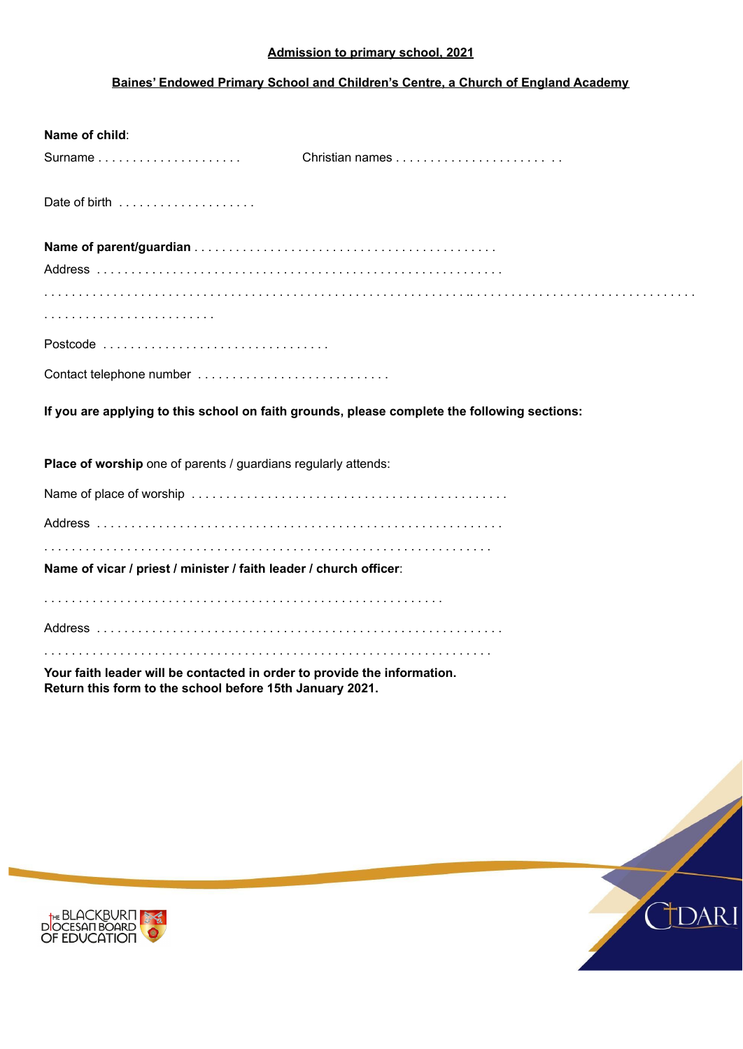**Admission to primary school, 2021**

**Baines' Endowed Primary School and Children's Centre, a Church of England Academy**

**Name of child**:

Surname . . . . . . . . . . . . . . . . . . . .     Christian names . . . . . . . . . . . . . . . . . . . . . . . .

Date of birth . . . . . . . . . . . . . . . . . . . .

**Name of parent/guardian** . . . . . . . . . . . . . . . . . . . . . . . . . . . . . . . . . . . . . . . . . .

Address . . . . . . . . . . . . . . . . . . . . . . . . . . . . . . . . . . . . . . . . . . . . . . . . . . . . . . . .

. . . . . . . . . . . . . . . . . . . . . . . . . . . . . . . . . . . . . . . . . . . . . . . . . . . . . . . . . . . . . . . . . . . . . . . . . . . . . . . . . . . . . . . . . . . . . . . . . . . . . . . . . . . . . . . .

Postcode . . . . . . . . . . . . . . . . . . . . . . . . . . . . . . . .

Contact telephone number . . . . . . . . . . . . . . . . . . . . . . . . . . .

**If you are applying to this school on faith grounds, please complete the following sections:**

**Place of worship** one of parents / guardians regularly attends:

Name of place of worship . . . . . . . . . . . . . . . . . . . . . . . . . . . . . . . . . . . . . . . . . . . .

Address . . . . . . . . . . . . . . . . . . . . . . . . . . . . . . . . . . . . . . . . . . . . . . . . . . . . . . . .

. . . . . . . . . . . . . . . . . . . . . . . . . . . . . . . . . . . . . . . . . . . . . . . . . . . . . . . . . . . . . . . .

**Name of vicar / priest / minister / faith leader / church officer**:

. . . . . . . . . . . . . . . . . . . . . . . . . . . . . . . . . . . . . . . . . . . . . . . . . . . . . . . . . .

Address . . . . . . . . . . . . . . . . . . . . . . . . . . . . . . . . . . . . . . . . . . . . . . . . . . . . . . . .

. . . . . . . . . . . . . . . . . . . . . . . . . . . . . . . . . . . . . . . . . . . . . . . . . . . . . . . . . . . . . . . .

**Your faith leader will be contacted in order to provide the information.**
**Return this form to the school before 15th January 2021.**

The Blackburn Diocesan Board of Education

CDARI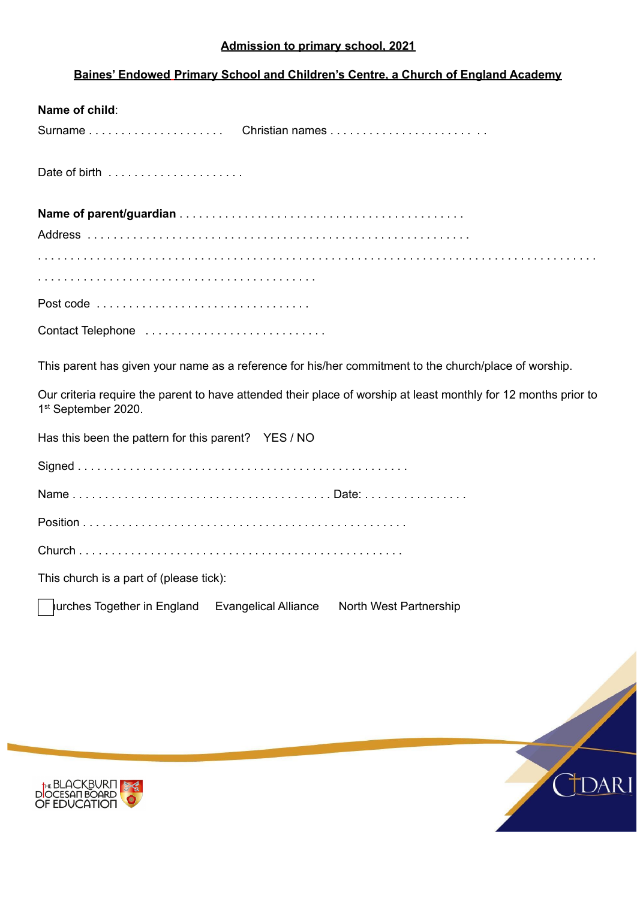**Admission to primary school, 2021**

**Baines' Endowed Primary School and Children's Centre, a Church of England Academy**

**Name of child**:

Surname . . . . . . . . . . . . . . . . . . . . . Christian names . . . . . . . . . . . . . . . . . . . . . . . .

Date of birth . . . . . . . . . . . . . . . . . . . . .

**Name of parent/guardian** . . . . . . . . . . . . . . . . . . . . . . . . . . . . . . . . . . . . . . . . . .

Address . . . . . . . . . . . . . . . . . . . . . . . . . . . . . . . . . . . . . . . . . . . . . . . . . . . . . . . . .

. . . . . . . . . . . . . . . . . . . . . . . . . . . . . . . . . . . . . . . . . . . . . . . . . . . . . . . . . . . . . . . . . . . . . . . . . . . . . . . . . .

. . . . . . . . . . . . . . . . . . . . . . . . . . . . . . . . . . . . . . . . . .

Post code . . . . . . . . . . . . . . . . . . . . . . . . . . . . . . . .

Contact Telephone . . . . . . . . . . . . . . . . . . . . . . . . . . .

This parent has given your name as a reference for his/her commitment to the church/place of worship.

Our criteria require the parent to have attended their place of worship at least monthly for 12 months prior to 1st September 2020.

Has this been the pattern for this parent? YES / NO

Signed . . . . . . . . . . . . . . . . . . . . . . . . . . . . . . . . . . . . . . . . . . . . . . . . . .

Name . . . . . . . . . . . . . . . . . . . . . . . . . . . . . . . . . . . . . . . Date: . . . . . . . . . . . . . . . .

Position . . . . . . . . . . . . . . . . . . . . . . . . . . . . . . . . . . . . . . . . . . . . . . . . .

Church . . . . . . . . . . . . . . . . . . . . . . . . . . . . . . . . . . . . . . . . . . . . . . . . .

This church is a part of (please tick):

☐ Churches Together in England Evangelical Alliance North West Partnership

THE BLACKBURN DIOCESAN BOARD OF EDUCATION

CIDARI